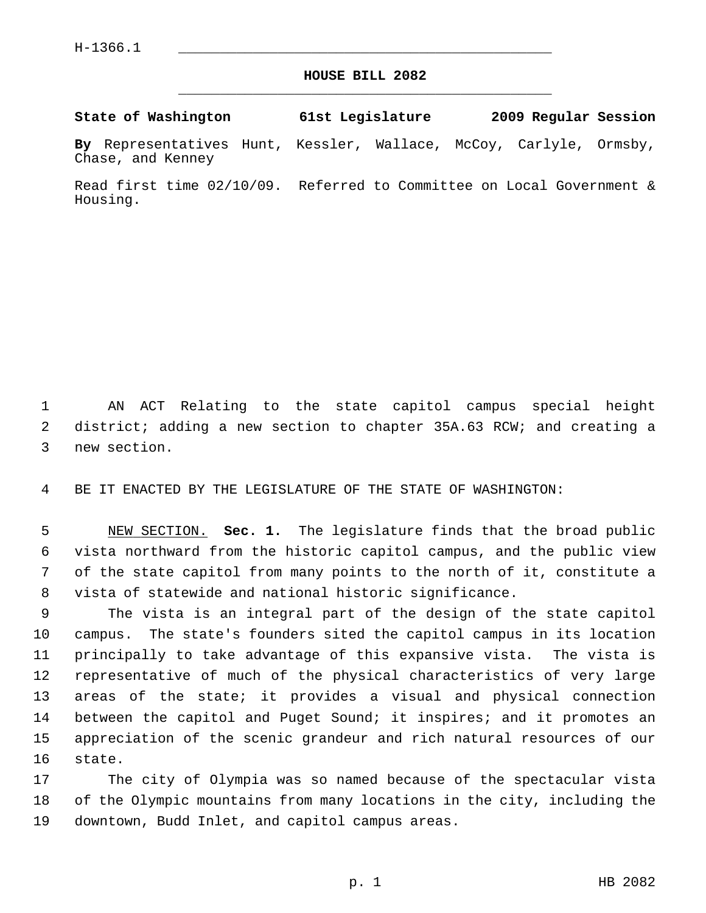H-1366.1

# HOUSE BILL 2082

**State of Washington 61st Legislature 2009 Regular Session**

**By** Representatives Hunt, Kessler, Wallace, McCoy, Carlyle, Ormsby, Chase, and Kenney

Read first time 02/10/09. Referred to Committee on Local Government & Housing.

AN ACT Relating to the state capitol campus special height district; adding a new section to chapter 35A.63 RCW; and creating a new section.

BE IT ENACTED BY THE LEGISLATURE OF THE STATE OF WASHINGTON:

NEW SECTION. **Sec. 1.** The legislature finds that the broad public vista northward from the historic capitol campus, and the public view of the state capitol from many points to the north of it, constitute a vista of statewide and national historic significance.

The vista is an integral part of the design of the state capitol campus. The state's founders sited the capitol campus in its location principally to take advantage of this expansive vista. The vista is representative of much of the physical characteristics of very large areas of the state; it provides a visual and physical connection between the capitol and Puget Sound; it inspires; and it promotes an appreciation of the scenic grandeur and rich natural resources of our state.

The city of Olympia was so named because of the spectacular vista of the Olympic mountains from many locations in the city, including the downtown, Budd Inlet, and capitol campus areas.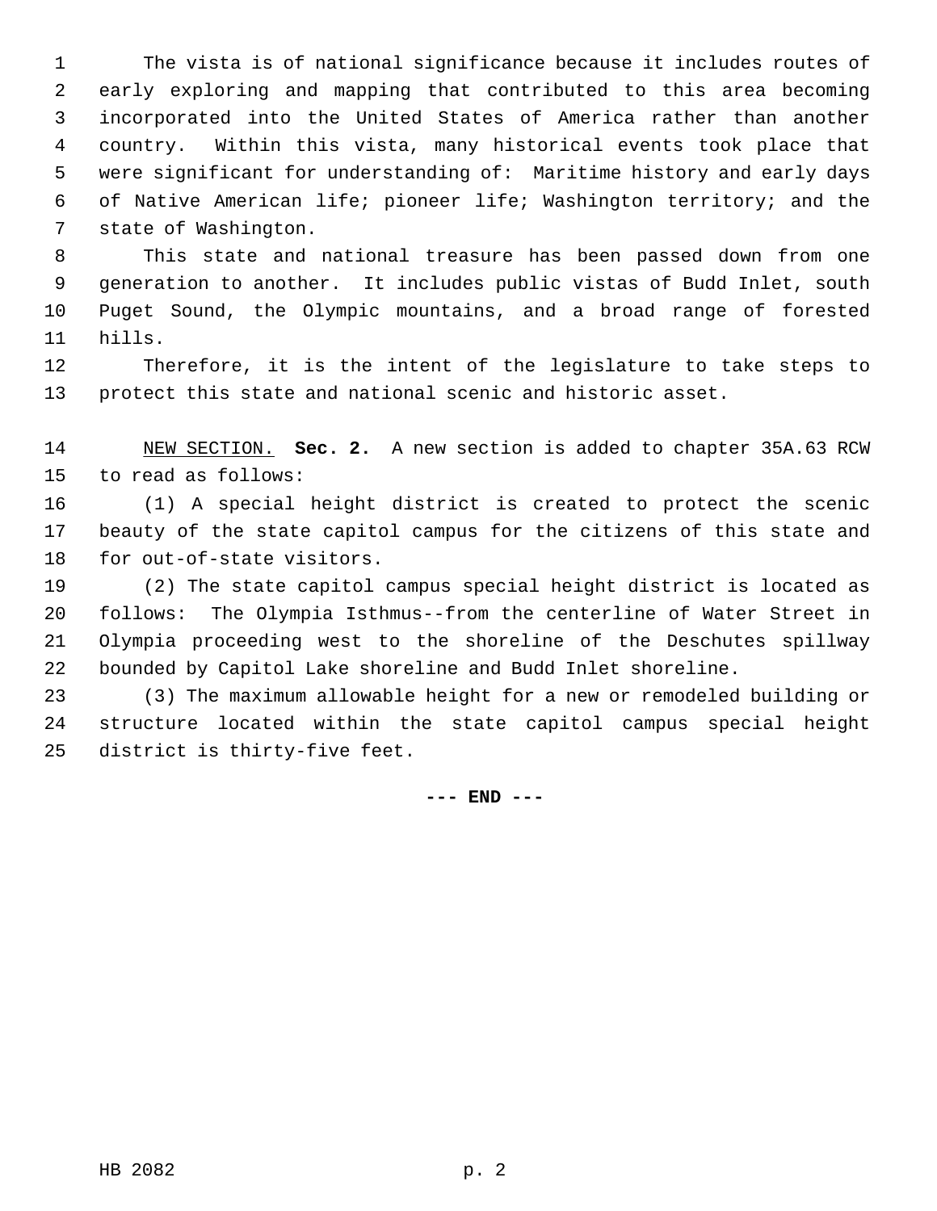The vista is of national significance because it includes routes of early exploring and mapping that contributed to this area becoming incorporated into the United States of America rather than another country. Within this vista, many historical events took place that were significant for understanding of: Maritime history and early days of Native American life; pioneer life; Washington territory; and the state of Washington.

This state and national treasure has been passed down from one generation to another. It includes public vistas of Budd Inlet, south Puget Sound, the Olympic mountains, and a broad range of forested hills.

Therefore, it is the intent of the legislature to take steps to protect this state and national scenic and historic asset.

NEW SECTION. **Sec. 2.** A new section is added to chapter 35A.63 RCW to read as follows:

(1) A special height district is created to protect the scenic beauty of the state capitol campus for the citizens of this state and for out-of-state visitors.

(2) The state capitol campus special height district is located as follows: The Olympia Isthmus--from the centerline of Water Street in Olympia proceeding west to the shoreline of the Deschutes spillway bounded by Capitol Lake shoreline and Budd Inlet shoreline.

(3) The maximum allowable height for a new or remodeled building or structure located within the state capitol campus special height district is thirty-five feet.

**--- END ---**